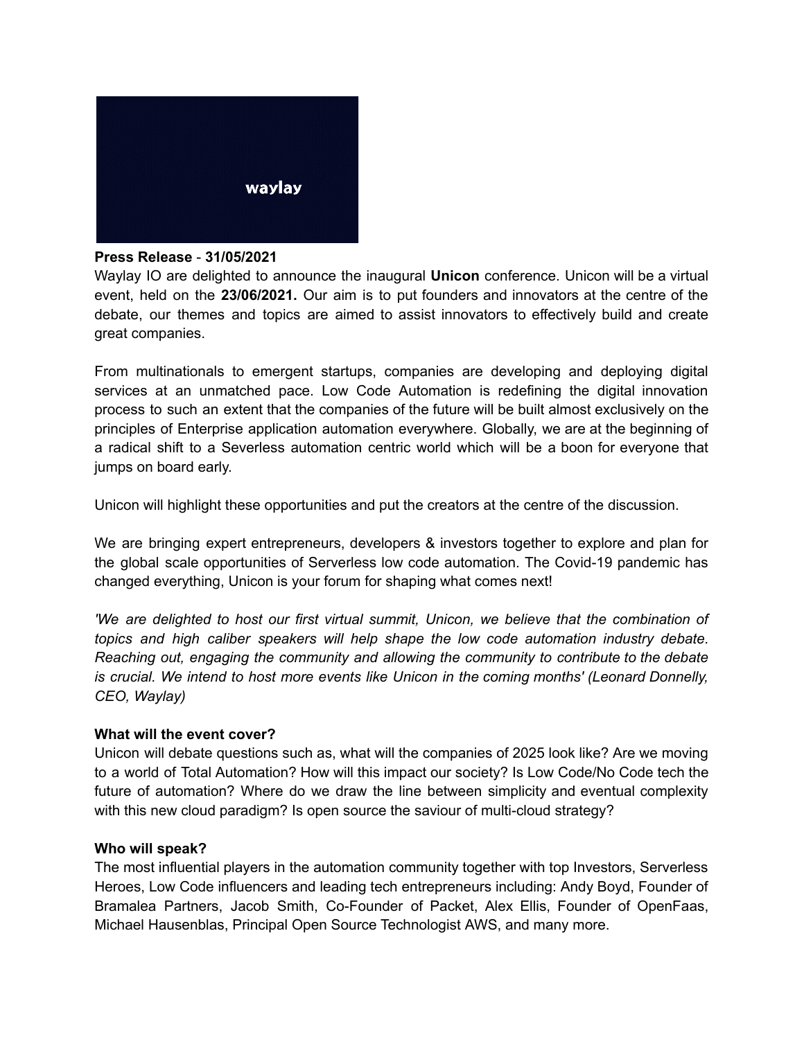**Press Release** - **31/05/2021**

Waylay IO are delighted to announce the inaugural **Unicon** conference. Unicon will be a virtual event, held on the **23/06/2021.** Our aim is to put founders and innovators at the centre of the debate, our themes and topics are aimed to assist innovators to effectively build and create great companies.

From multinationals to emergent startups, companies are developing and deploying digital services at an unmatched pace. Low Code Automation is redefining the digital innovation process to such an extent that the companies of the future will be built almost exclusively on the principles of Enterprise application automation everywhere. Globally, we are at the beginning of a radical shift to a Severless automation centric world which will be a boon for everyone that jumps on board early.

Unicon will highlight these opportunities and put the creators at the centre of the discussion.

We are bringing expert entrepreneurs, developers & investors together to explore and plan for the global scale opportunities of Serverless low code automation. The Covid-19 pandemic has changed everything, Unicon is your forum for shaping what comes next!

*'We are delighted to host our first virtual summit, Unicon, we believe that the combination of topics and high caliber speakers will help shape the low code automation industry debate. Reaching out, engaging the community and allowing the community to contribute to the debate is crucial. We intend to host more events like Unicon in the coming months' (Leonard Donnelly, CEO, Waylay)*

**What will the event cover?**

Unicon will debate questions such as, what will the companies of 2025 look like? Are we moving to a world of Total Automation? How will this impact our society? Is Low Code/No Code tech the future of automation? Where do we draw the line between simplicity and eventual complexity with this new cloud paradigm? Is open source the saviour of multi-cloud strategy?

**Who will speak?**

The most influential players in the automation community together with top Investors, Serverless Heroes, Low Code influencers and leading tech entrepreneurs including: Andy Boyd, Founder of Bramalea Partners, Jacob Smith, Co-Founder of Packet, Alex Ellis, Founder of OpenFaas, Michael Hausenblas, Principal Open Source Technologist AWS, and many more.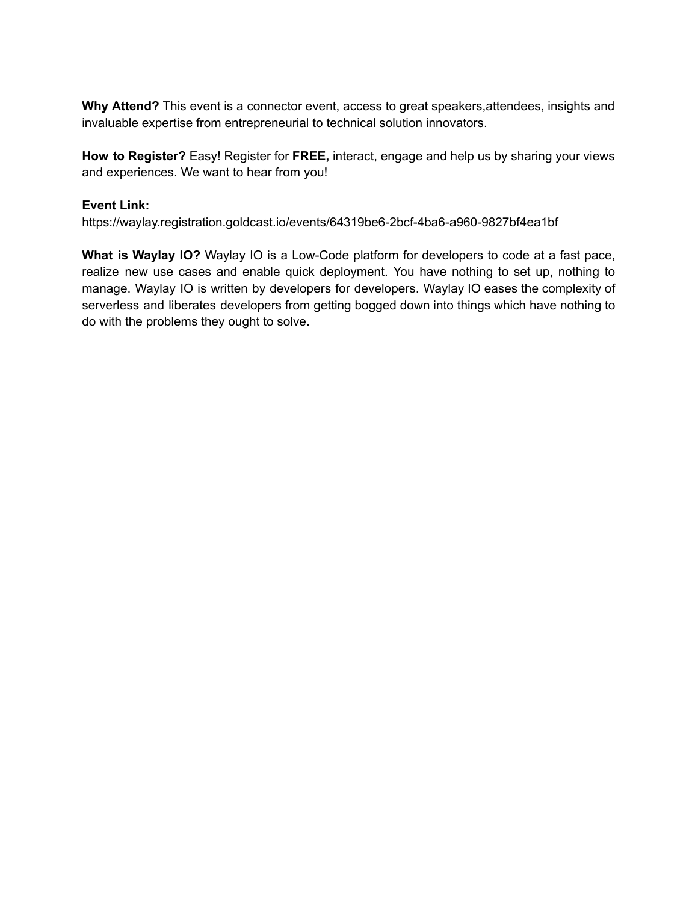**Why Attend?** This event is a connector event, access to great speakers,attendees, insights and invaluable expertise from entrepreneurial to technical solution innovators.

**How to Register?** Easy! Register for **FREE,** interact, engage and help us by sharing your views and experiences. We want to hear from you!

**Event Link:**
https://waylay.registration.goldcast.io/events/64319be6-2bcf-4ba6-a960-9827bf4ea1bf

**What is Waylay IO?** Waylay IO is a Low-Code platform for developers to code at a fast pace, realize new use cases and enable quick deployment. You have nothing to set up, nothing to manage. Waylay IO is written by developers for developers. Waylay IO eases the complexity of serverless and liberates developers from getting bogged down into things which have nothing to do with the problems they ought to solve.